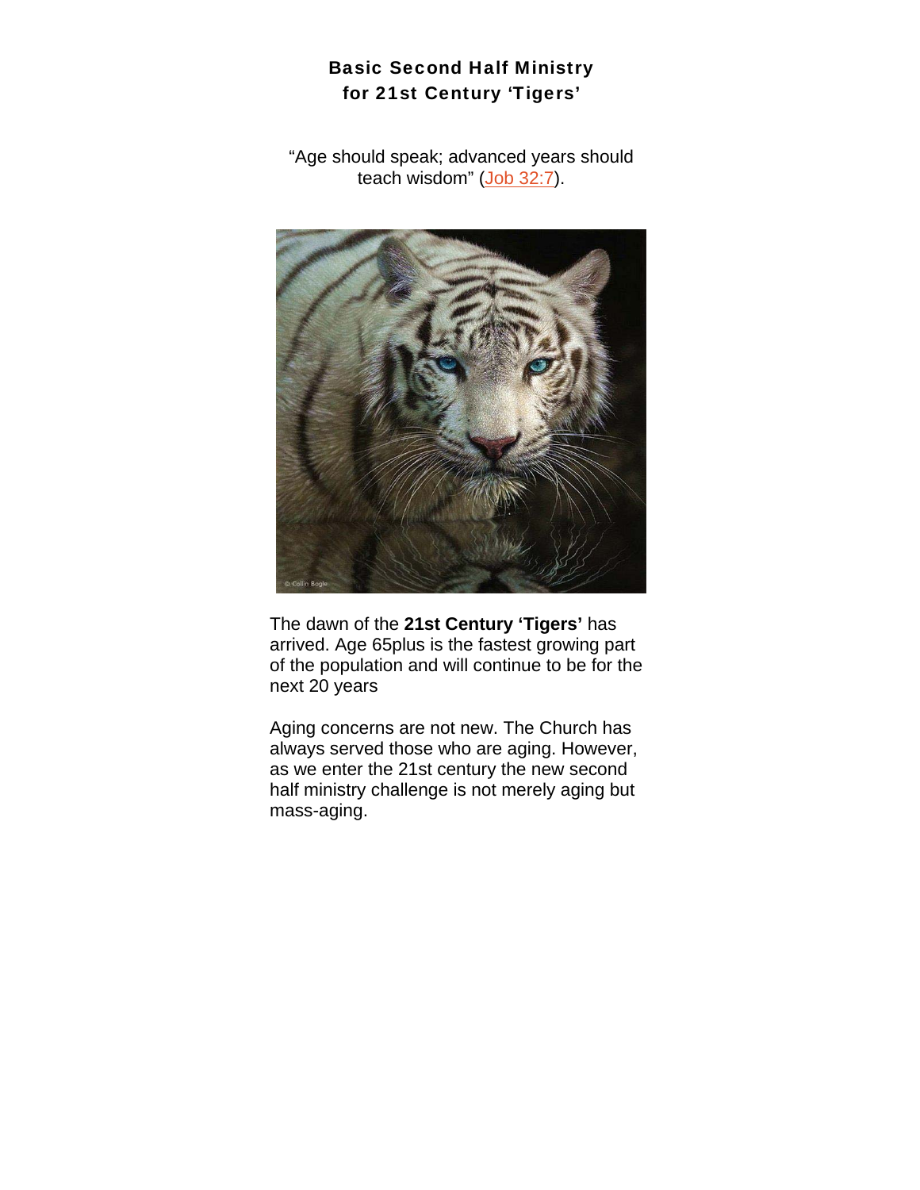# Basic Second Half Ministry
# for 21st Century 'Tigers'

"Age should speak; advanced years should teach wisdom" (Job 32:7).

The dawn of the **21st Century 'Tigers'** has arrived. Age 65plus is the fastest growing part of the population and will continue to be for the next 20 years

Aging concerns are not new. The Church has always served those who are aging. However, as we enter the 21st century the new second half ministry challenge is not merely aging but mass-aging.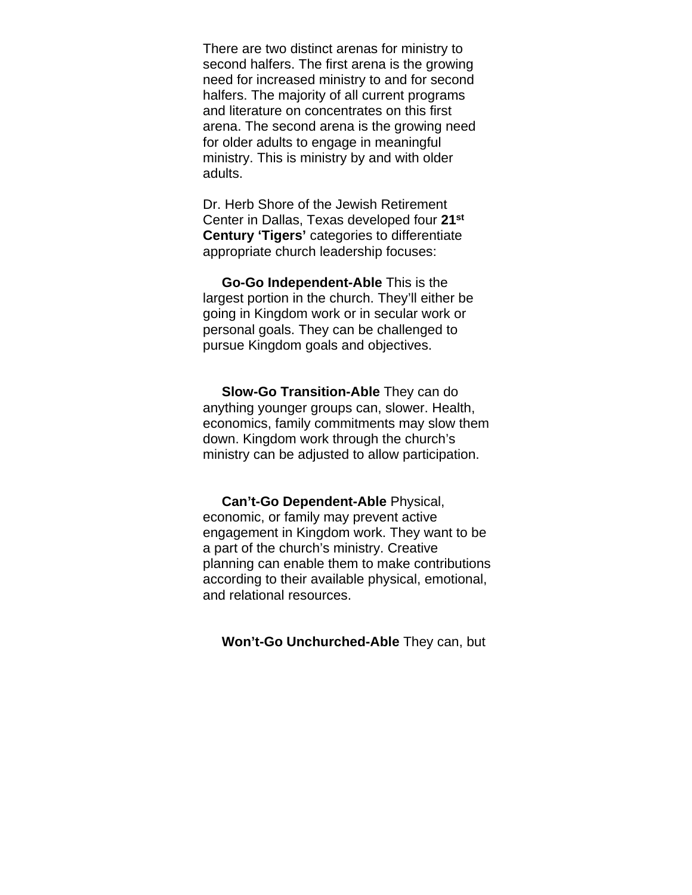There are two distinct arenas for ministry to second halfers. The first arena is the growing need for increased ministry to and for second halfers. The majority of all current programs and literature on concentrates on this first arena. The second arena is the growing need for older adults to engage in meaningful ministry. This is ministry by and with older adults.

Dr. Herb Shore of the Jewish Retirement Center in Dallas, Texas developed four **21st Century 'Tigers'** categories to differentiate appropriate church leadership focuses:

**Go-Go Independent-Able** This is the largest portion in the church. They'll either be going in Kingdom work or in secular work or personal goals. They can be challenged to pursue Kingdom goals and objectives.

**Slow-Go Transition-Able** They can do anything younger groups can, slower. Health, economics, family commitments may slow them down. Kingdom work through the church's ministry can be adjusted to allow participation.

**Can't-Go Dependent-Able** Physical, economic, or family may prevent active engagement in Kingdom work. They want to be a part of the church's ministry. Creative planning can enable them to make contributions according to their available physical, emotional, and relational resources.

**Won't-Go Unchurched-Able** They can, but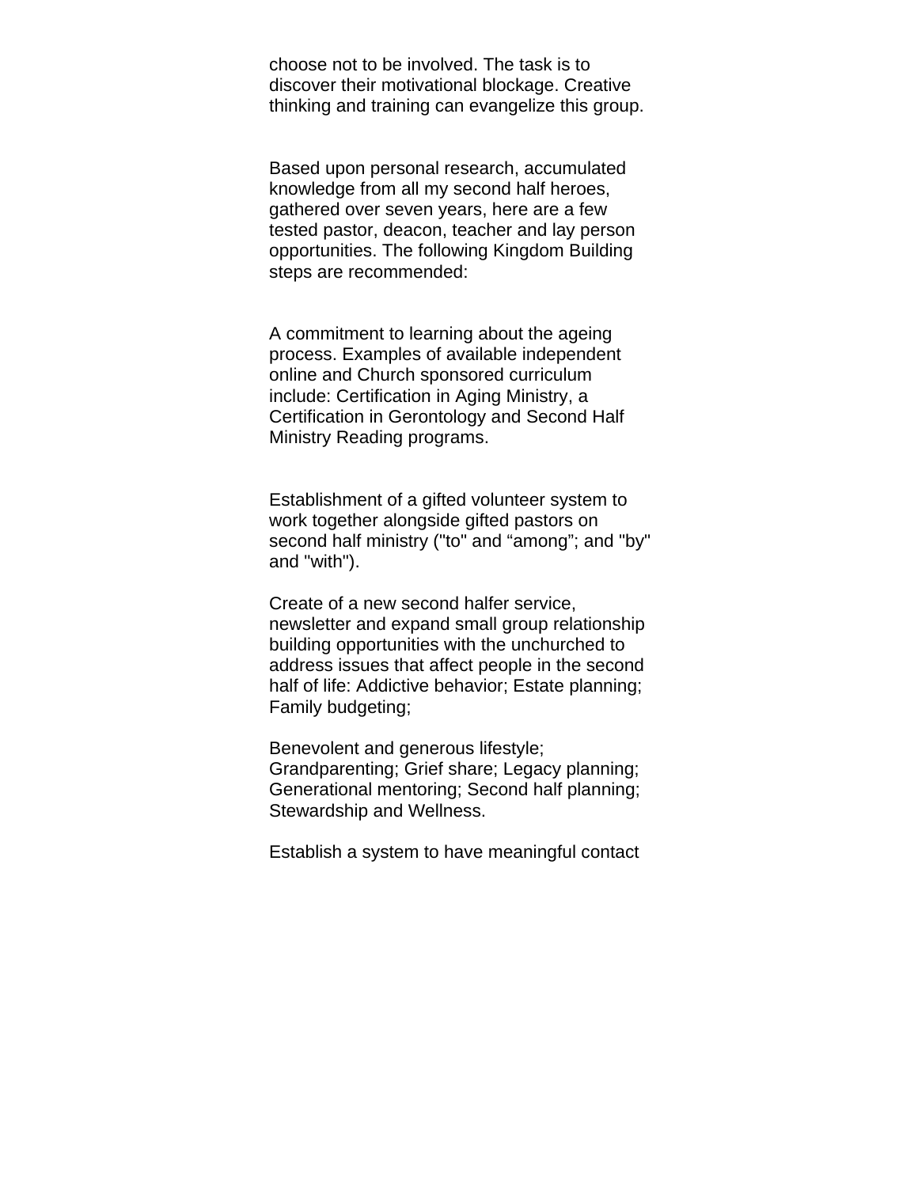choose not to be involved. The task is to discover their motivational blockage. Creative thinking and training can evangelize this group.

Based upon personal research, accumulated knowledge from all my second half heroes, gathered over seven years, here are a few tested pastor, deacon, teacher and lay person opportunities. The following Kingdom Building steps are recommended:

A commitment to learning about the ageing process. Examples of available independent online and Church sponsored curriculum include: Certification in Aging Ministry, a Certification in Gerontology and Second Half Ministry Reading programs.

Establishment of a gifted volunteer system to work together alongside gifted pastors on second half ministry ("to" and “among”; and "by" and "with").

Create of a new second halfer service, newsletter and expand small group relationship building opportunities with the unchurched to address issues that affect people in the second half of life: Addictive behavior; Estate planning; Family budgeting;

Benevolent and generous lifestyle; Grandparenting; Grief share; Legacy planning; Generational mentoring; Second half planning; Stewardship and Wellness.

Establish a system to have meaningful contact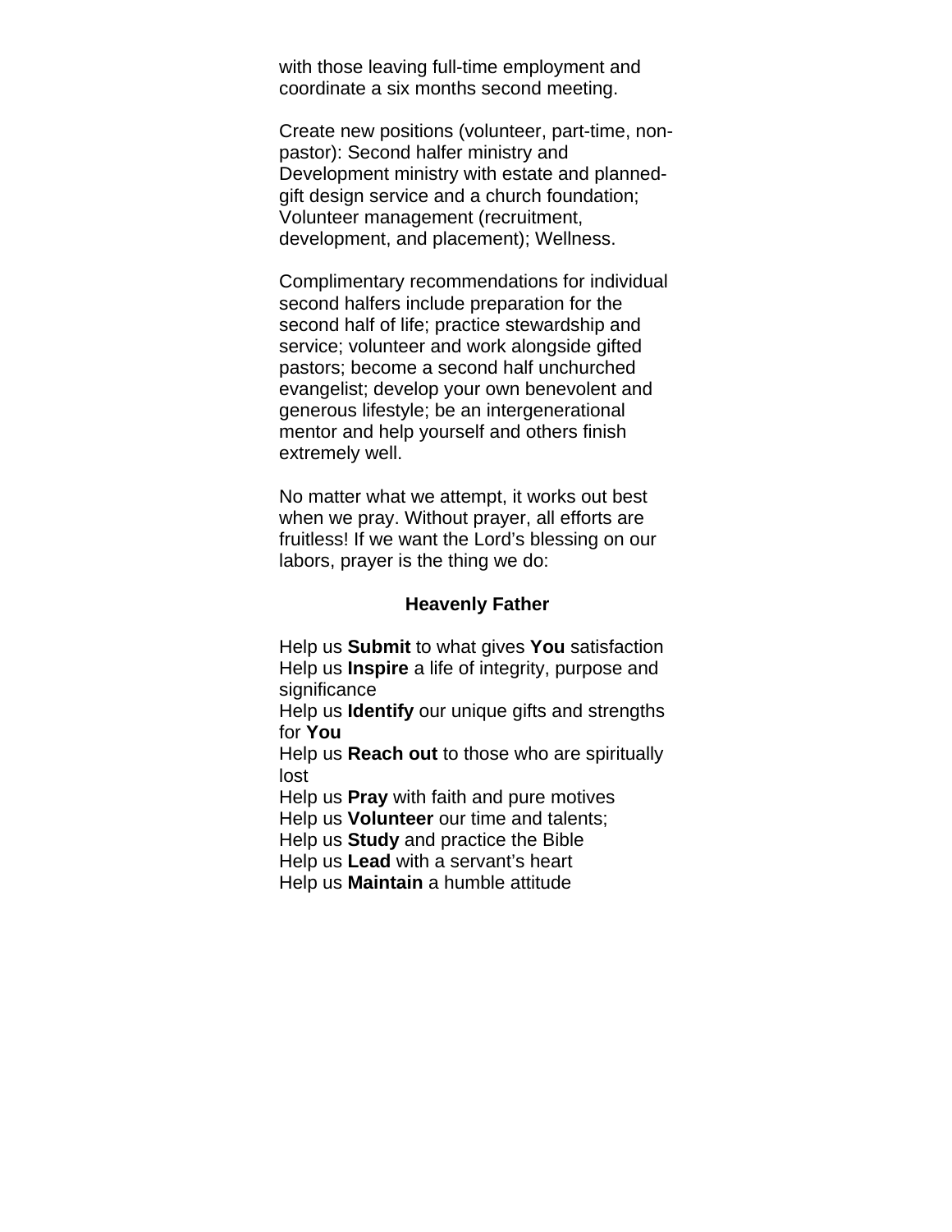with those leaving full-time employment and coordinate a six months second meeting.

Create new positions (volunteer, part-time, non-pastor): Second halfer ministry and Development ministry with estate and planned-gift design service and a church foundation; Volunteer management (recruitment, development, and placement); Wellness.

Complimentary recommendations for individual second halfers include preparation for the second half of life; practice stewardship and service; volunteer and work alongside gifted pastors; become a second half unchurched evangelist; develop your own benevolent and generous lifestyle; be an intergenerational mentor and help yourself and others finish extremely well.

No matter what we attempt, it works out best when we pray. Without prayer, all efforts are fruitless! If we want the Lord's blessing on our labors, prayer is the thing we do:

**Heavenly Father**

Help us **Submit** to what gives **You** satisfaction  
Help us **Inspire** a life of integrity, purpose and significance  
Help us **Identify** our unique gifts and strengths for **You**  
Help us **Reach out** to those who are spiritually lost  
Help us **Pray** with faith and pure motives  
Help us **Volunteer** our time and talents;  
Help us **Study** and practice the Bible  
Help us **Lead** with a servant's heart  
Help us **Maintain** a humble attitude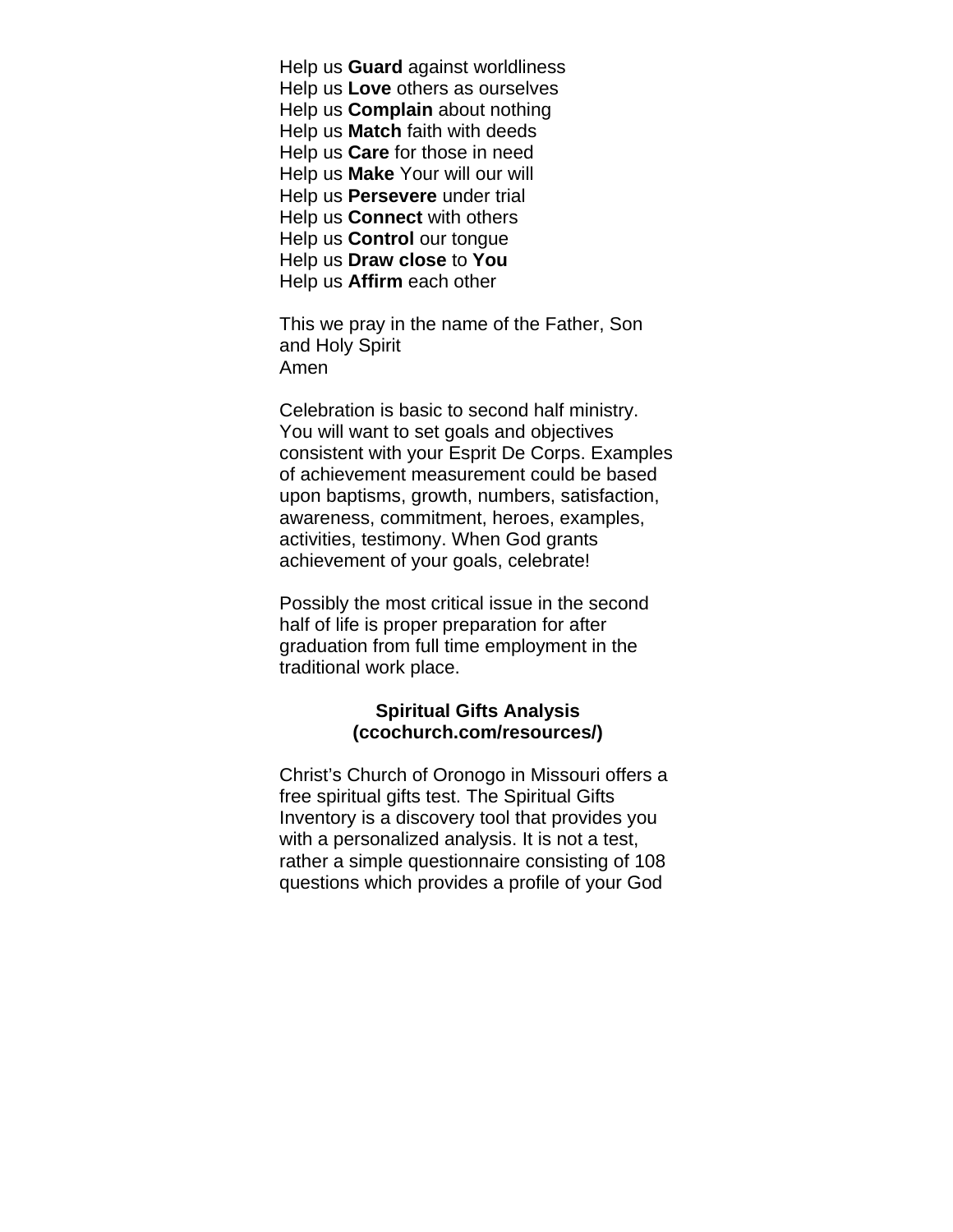Help us **Guard** against worldliness
Help us **Love** others as ourselves
Help us **Complain** about nothing
Help us **Match** faith with deeds
Help us **Care** for those in need
Help us **Make** Your will our will
Help us **Persevere** under trial
Help us **Connect** with others
Help us **Control** our tongue
Help us **Draw close** to **You**
Help us **Affirm** each other

This we pray in the name of the Father, Son and Holy Spirit
Amen

Celebration is basic to second half ministry. You will want to set goals and objectives consistent with your Esprit De Corps. Examples of achievement measurement could be based upon baptisms, growth, numbers, satisfaction, awareness, commitment, heroes, examples, activities, testimony. When God grants achievement of your goals, celebrate!

Possibly the most critical issue in the second half of life is proper preparation for after graduation from full time employment in the traditional work place.

**Spiritual Gifts Analysis**
**(ccochurch.com/resources/)**

Christ's Church of Oronogo in Missouri offers a free spiritual gifts test. The Spiritual Gifts Inventory is a discovery tool that provides you with a personalized analysis. It is not a test, rather a simple questionnaire consisting of 108 questions which provides a profile of your God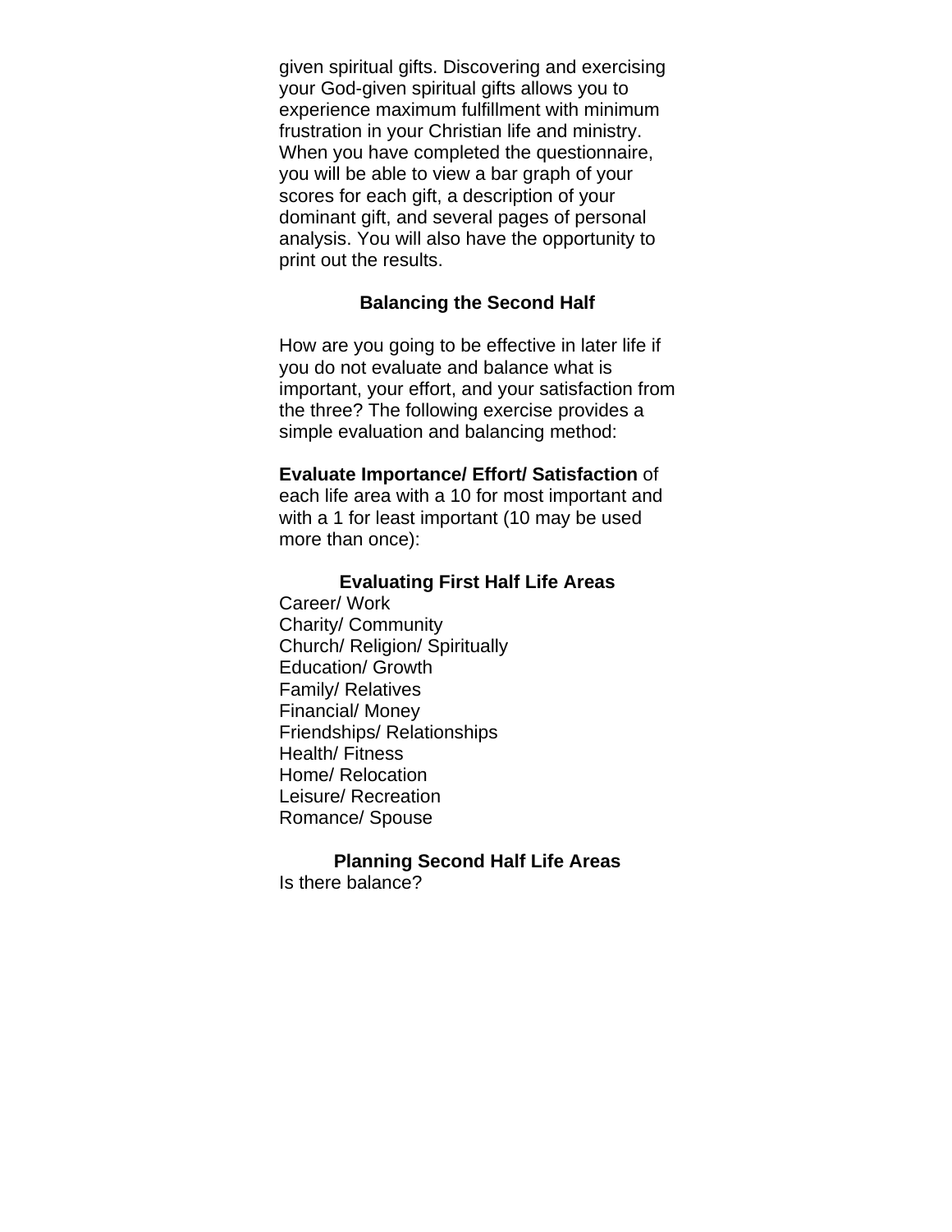given spiritual gifts. Discovering and exercising your God-given spiritual gifts allows you to experience maximum fulfillment with minimum frustration in your Christian life and ministry. When you have completed the questionnaire, you will be able to view a bar graph of your scores for each gift, a description of your dominant gift, and several pages of personal analysis. You will also have the opportunity to print out the results.

### Balancing the Second Half

How are you going to be effective in later life if you do not evaluate and balance what is important, your effort, and your satisfaction from the three? The following exercise provides a simple evaluation and balancing method:

**Evaluate Importance/ Effort/ Satisfaction** of each life area with a 10 for most important and with a 1 for least important (10 may be used more than once):

#### Evaluating First Half Life Areas

Career/ Work
Charity/ Community
Church/ Religion/ Spiritually
Education/ Growth
Family/ Relatives
Financial/ Money
Friendships/ Relationships
Health/ Fitness
Home/ Relocation
Leisure/ Recreation
Romance/ Spouse

#### Planning Second Half Life Areas

Is there balance?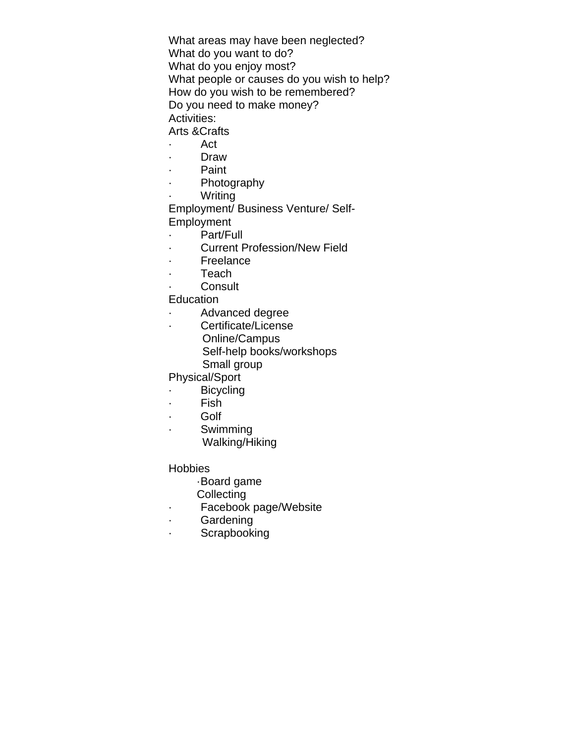What areas may have been neglected?
What do you want to do?
What do you enjoy most?
What people or causes do you wish to help?
How do you wish to be remembered?
Do you need to make money?
Activities:
Arts &Crafts

- Act
- Draw
- Paint
- Photography
- Writing

Employment/ Business Venture/ Self-Employment

- Part/Full
- Current Profession/New Field
- Freelance
- Teach
- Consult

Education

- Advanced degree
- Certificate/License
  Online/Campus
  Self-help books/workshops
  Small group

Physical/Sport

- Bicycling
- Fish
- Golf
- Swimming
  Walking/Hiking

Hobbies

- Board game
  Collecting
- Facebook page/Website
- Gardening
- Scrapbooking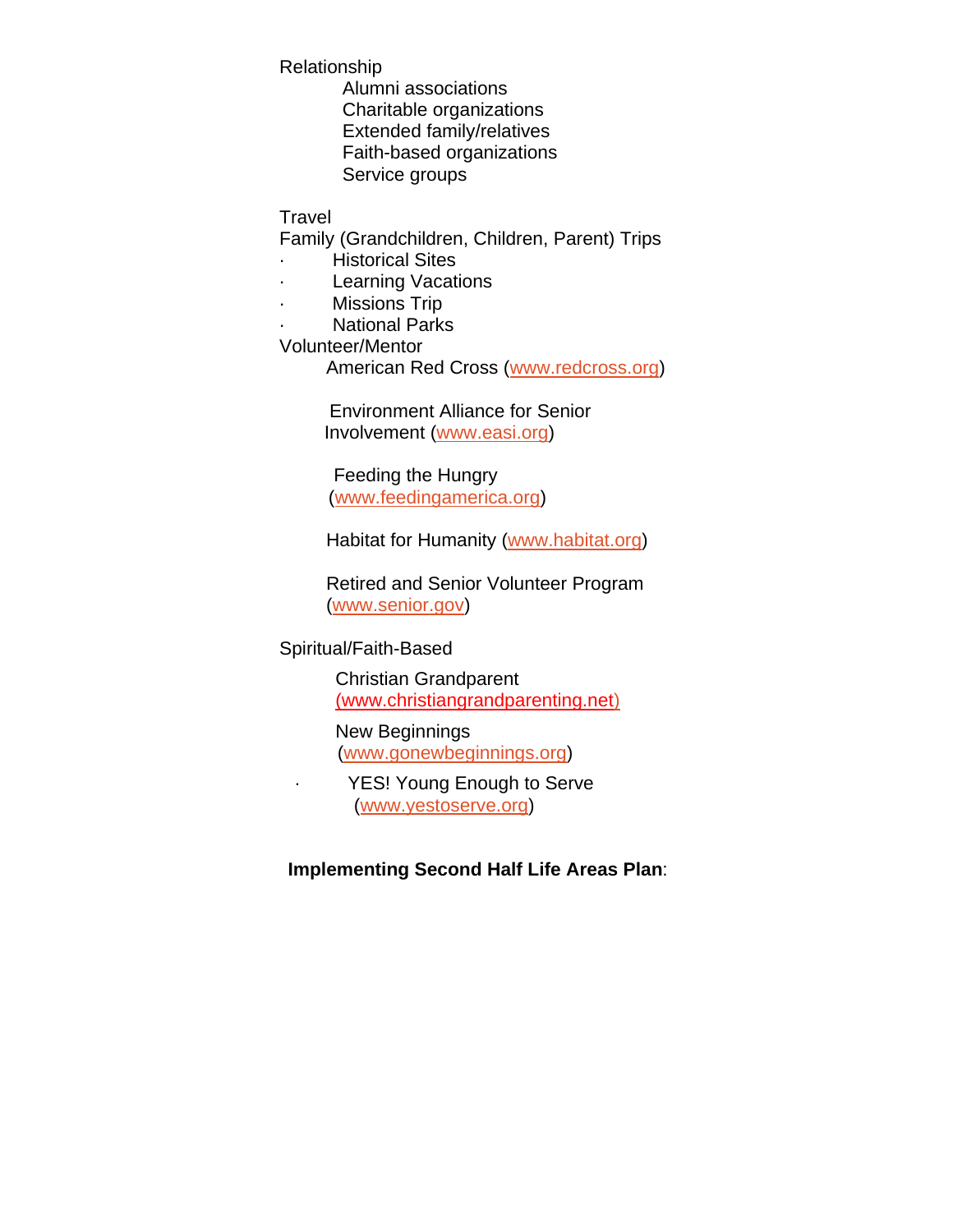Relationship

- Alumni associations
- Charitable organizations
- Extended family/relatives
- Faith-based organizations
- Service groups

Travel

Family (Grandchildren, Children, Parent) Trips

- Historical Sites
- Learning Vacations
- Missions Trip
- National Parks

Volunteer/Mentor

- American Red Cross (www.redcross.org)
- Environment Alliance for Senior Involvement (www.easi.org)
- Feeding the Hungry (www.feedingamerica.org)
- Habitat for Humanity (www.habitat.org)
- Retired and Senior Volunteer Program (www.senior.gov)

Spiritual/Faith-Based

- Christian Grandparent (www.christiangrandparenting.net)
- New Beginnings (www.gonewbeginnings.org)
- YES! Young Enough to Serve (www.yestoserve.org)

**Implementing Second Half Life Areas Plan**: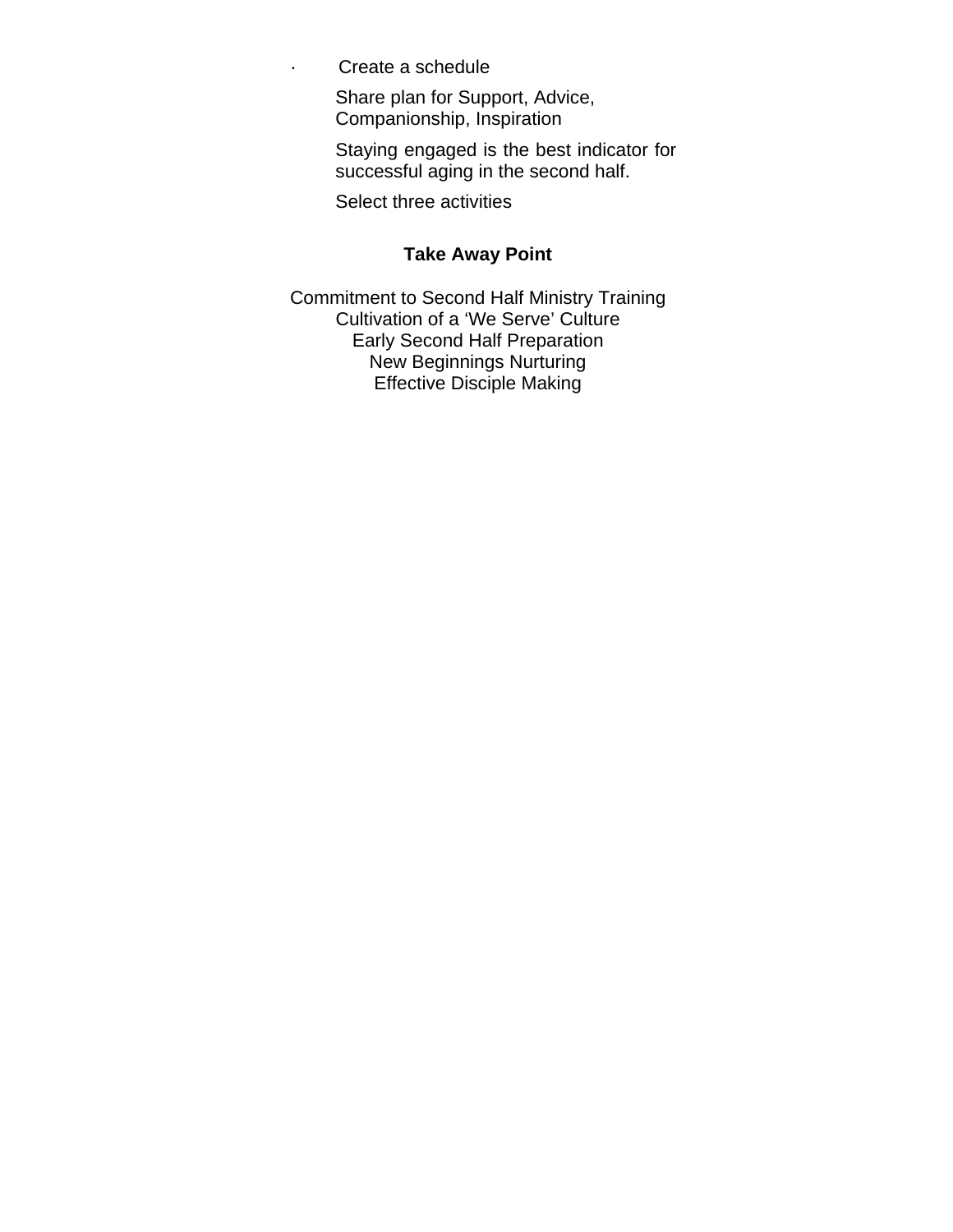- Create a schedule

  Share plan for Support, Advice, Companionship, Inspiration

  Staying engaged is the best indicator for successful aging in the second half.

  Select three activities

**Take Away Point**

Commitment to Second Half Ministry Training
Cultivation of a ‘We Serve’ Culture
Early Second Half Preparation
New Beginnings Nurturing
Effective Disciple Making